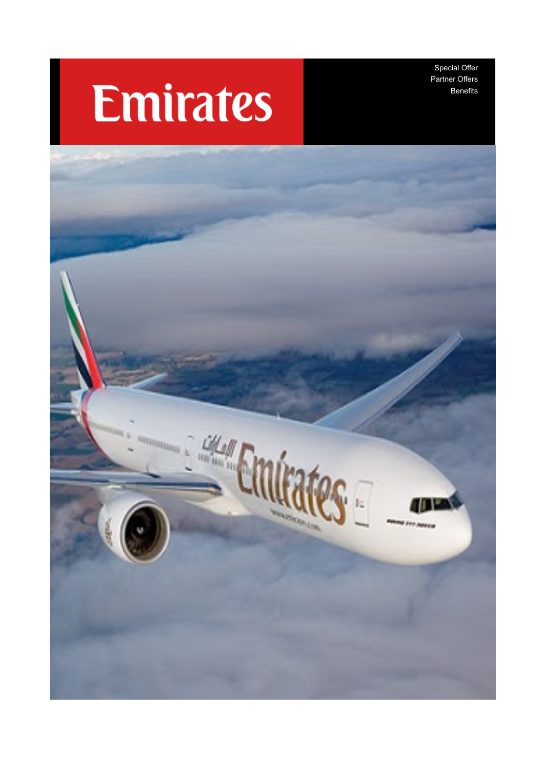# Emirates

Special Offer
Partner Offers
Benefits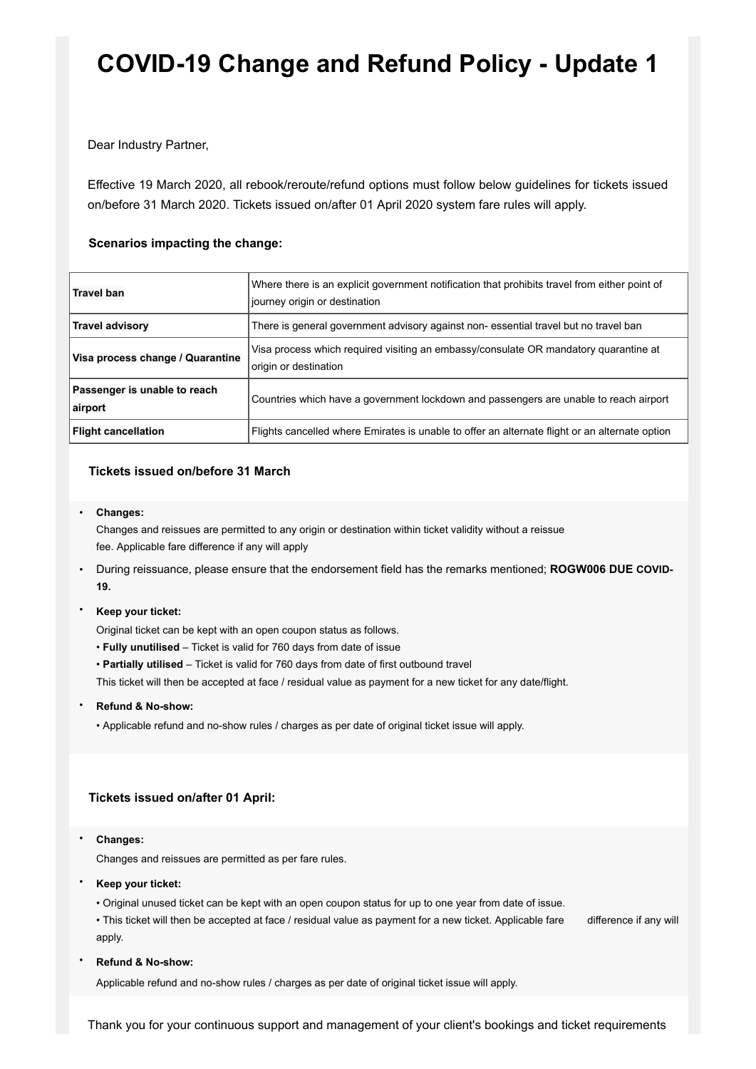# COVID-19 Change and Refund Policy - Update 1

Dear Industry Partner,

Effective 19 March 2020, all rebook/reroute/refund options must follow below guidelines for tickets issued on/before 31 March 2020. Tickets issued on/after 01 April 2020 system fare rules will apply.

**Scenarios impacting the change:**

| | |
|---|---|
| **Travel ban** | Where there is an explicit government notification that prohibits travel from either point of journey origin or destination |
| **Travel advisory** | There is general government advisory against non- essential travel but no travel ban |
| **Visa process change / Quarantine** | Visa process which required visiting an embassy/consulate OR mandatory quarantine at origin or destination |
| **Passenger is unable to reach airport** | Countries which have a government lockdown and passengers are unable to reach airport |
| **Flight cancellation** | Flights cancelled where Emirates is unable to offer an alternate flight or an alternate option |

**Tickets issued on/before 31 March**

- **Changes:**
  Changes and reissues are permitted to any origin or destination within ticket validity without a reissue fee. Applicable fare difference if any will apply
- During reissuance, please ensure that the endorsement field has the remarks mentioned; **ROGW006 DUE COVID-19.**
- **Keep your ticket:**
  Original ticket can be kept with an open coupon status as follows.
  - **Fully unutilised** – Ticket is valid for 760 days from date of issue
  - **Partially utilised** – Ticket is valid for 760 days from date of first outbound travel

  This ticket will then be accepted at face / residual value as payment for a new ticket for any date/flight.
- **Refund & No-show:**
  - Applicable refund and no-show rules / charges as per date of original ticket issue will apply.

**Tickets issued on/after 01 April:**

- **Changes:**
  Changes and reissues are permitted as per fare rules.
- **Keep your ticket:**
  - Original unused ticket can be kept with an open coupon status for up to one year from date of issue.
  - This ticket will then be accepted at face / residual value as payment for a new ticket. Applicable fare difference if any will apply.
- **Refund & No-show:**
  Applicable refund and no-show rules / charges as per date of original ticket issue will apply.

Thank you for your continuous support and management of your client's bookings and ticket requirements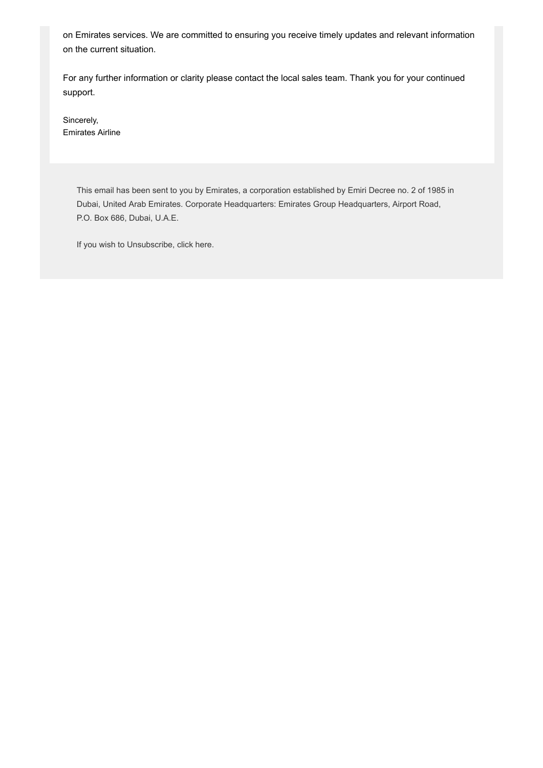on Emirates services. We are committed to ensuring you receive timely updates and relevant information on the current situation.

For any further information or clarity please contact the local sales team. Thank you for your continued support.

Sincerely,
Emirates Airline

This email has been sent to you by Emirates, a corporation established by Emiri Decree no. 2 of 1985 in Dubai, United Arab Emirates. Corporate Headquarters: Emirates Group Headquarters, Airport Road, P.O. Box 686, Dubai, U.A.E.

If you wish to Unsubscribe, click here.